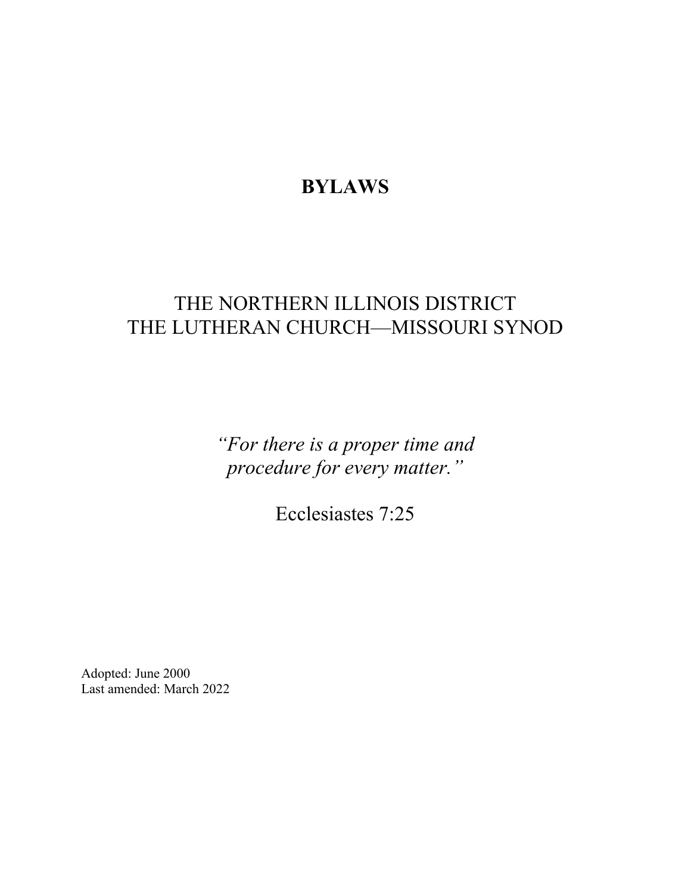# BYLAWS

## THE NORTHERN ILLINOIS DISTRICT
## THE LUTHERAN CHURCH—MISSOURI SYNOD

*"For there is a proper time and procedure for every matter."*

Ecclesiastes 7:25

Adopted: June 2000
Last amended: March 2022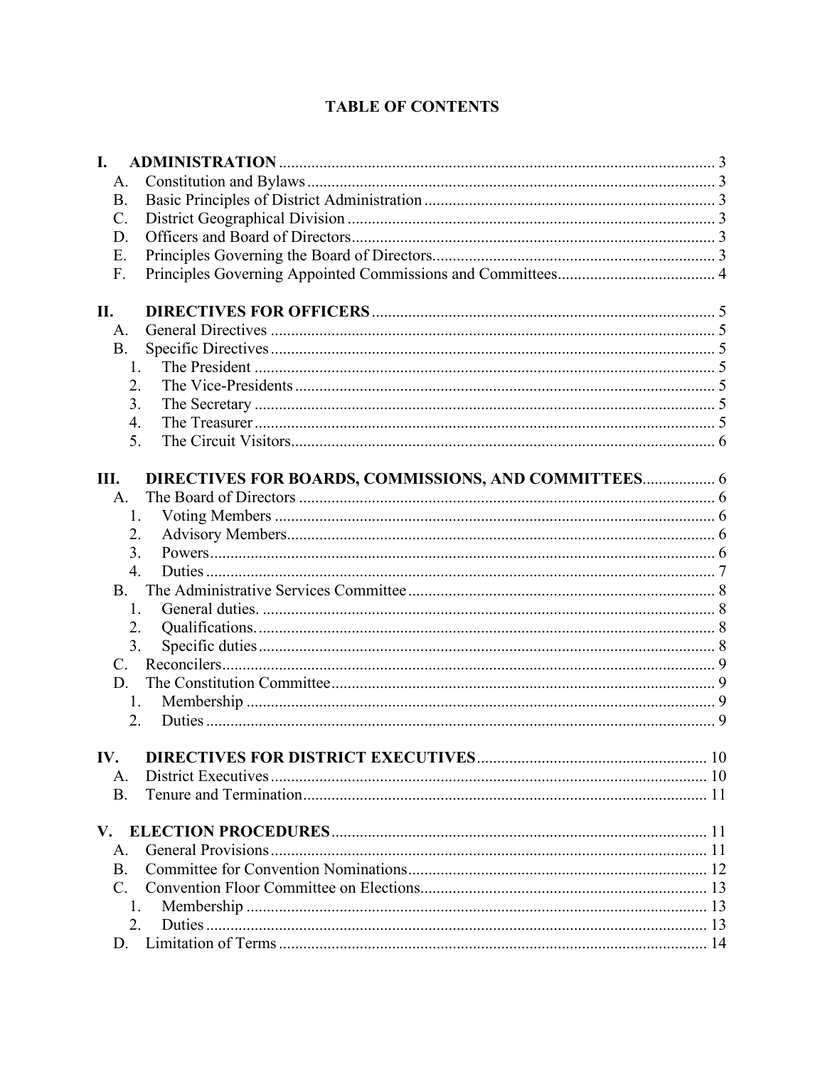# TABLE OF CONTENTS

**I. ADMINISTRATION** ........ 3
- A. Constitution and Bylaws ........ 3
- B. Basic Principles of District Administration ........ 3
- C. District Geographical Division ........ 3
- D. Officers and Board of Directors ........ 3
- E. Principles Governing the Board of Directors ........ 3
- F. Principles Governing Appointed Commissions and Committees ........ 4

**II. DIRECTIVES FOR OFFICERS** ........ 5
- A. General Directives ........ 5
- B. Specific Directives ........ 5
  1. The President ........ 5
  2. The Vice-Presidents ........ 5
  3. The Secretary ........ 5
  4. The Treasurer ........ 5
  5. The Circuit Visitors ........ 6

**III. DIRECTIVES FOR BOARDS, COMMISSIONS, AND COMMITTEES** ........ 6
- A. The Board of Directors ........ 6
  1. Voting Members ........ 6
  2. Advisory Members ........ 6
  3. Powers ........ 6
  4. Duties ........ 7
- B. The Administrative Services Committee ........ 8
  1. General duties. ........ 8
  2. Qualifications. ........ 8
  3. Specific duties ........ 8
- C. Reconcilers ........ 9
- D. The Constitution Committee ........ 9
  1. Membership ........ 9
  2. Duties ........ 9

**IV. DIRECTIVES FOR DISTRICT EXECUTIVES** ........ 10
- A. District Executives ........ 10
- B. Tenure and Termination ........ 11

**V. ELECTION PROCEDURES** ........ 11
- A. General Provisions ........ 11
- B. Committee for Convention Nominations ........ 12
- C. Convention Floor Committee on Elections ........ 13
  1. Membership ........ 13
  2. Duties ........ 13
- D. Limitation of Terms ........ 14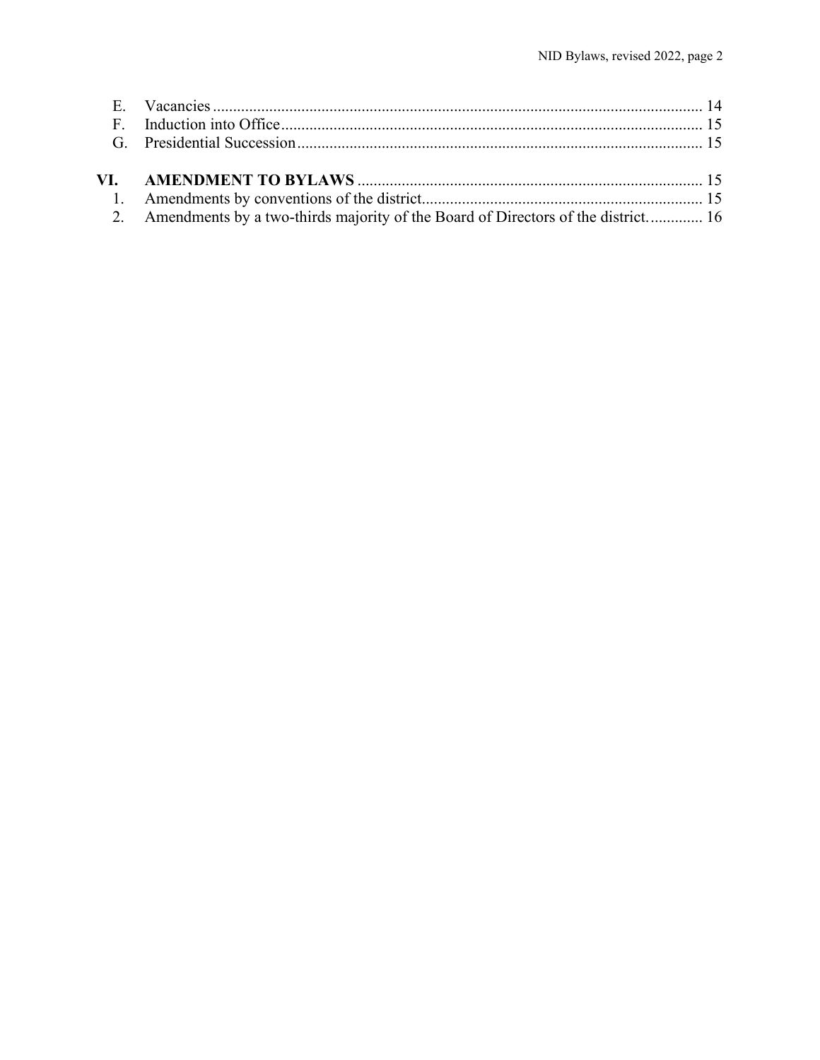E. Vacancies ........................................................................................................... 14
F. Induction into Office .......................................................................................... 15
G. Presidential Succession ...................................................................................... 15

**VI. AMENDMENT TO BYLAWS** ...................................................................................... 15
1. Amendments by conventions of the district...................................................................... 15
2. Amendments by a two-thirds majority of the Board of Directors of the district. ............. 16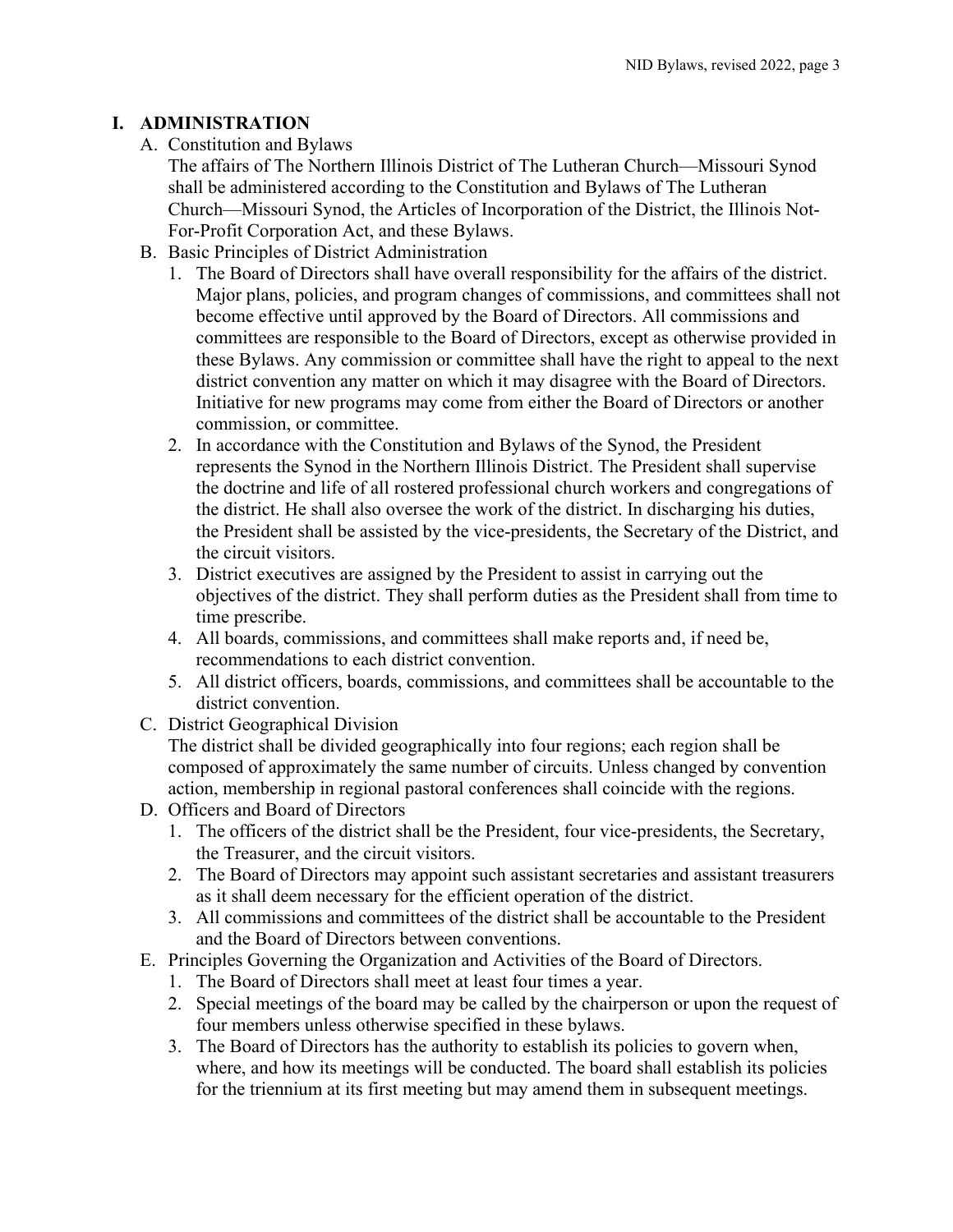# I. ADMINISTRATION

A. Constitution and Bylaws

The affairs of The Northern Illinois District of The Lutheran Church—Missouri Synod shall be administered according to the Constitution and Bylaws of The Lutheran Church—Missouri Synod, the Articles of Incorporation of the District, the Illinois Not-For-Profit Corporation Act, and these Bylaws.

B. Basic Principles of District Administration

1. The Board of Directors shall have overall responsibility for the affairs of the district. Major plans, policies, and program changes of commissions, and committees shall not become effective until approved by the Board of Directors. All commissions and committees are responsible to the Board of Directors, except as otherwise provided in these Bylaws. Any commission or committee shall have the right to appeal to the next district convention any matter on which it may disagree with the Board of Directors. Initiative for new programs may come from either the Board of Directors or another commission, or committee.
2. In accordance with the Constitution and Bylaws of the Synod, the President represents the Synod in the Northern Illinois District. The President shall supervise the doctrine and life of all rostered professional church workers and congregations of the district. He shall also oversee the work of the district. In discharging his duties, the President shall be assisted by the vice-presidents, the Secretary of the District, and the circuit visitors.
3. District executives are assigned by the President to assist in carrying out the objectives of the district. They shall perform duties as the President shall from time to time prescribe.
4. All boards, commissions, and committees shall make reports and, if need be, recommendations to each district convention.
5. All district officers, boards, commissions, and committees shall be accountable to the district convention.

C. District Geographical Division

The district shall be divided geographically into four regions; each region shall be composed of approximately the same number of circuits. Unless changed by convention action, membership in regional pastoral conferences shall coincide with the regions.

D. Officers and Board of Directors

1. The officers of the district shall be the President, four vice-presidents, the Secretary, the Treasurer, and the circuit visitors.
2. The Board of Directors may appoint such assistant secretaries and assistant treasurers as it shall deem necessary for the efficient operation of the district.
3. All commissions and committees of the district shall be accountable to the President and the Board of Directors between conventions.

E. Principles Governing the Organization and Activities of the Board of Directors.

1. The Board of Directors shall meet at least four times a year.
2. Special meetings of the board may be called by the chairperson or upon the request of four members unless otherwise specified in these bylaws.
3. The Board of Directors has the authority to establish its policies to govern when, where, and how its meetings will be conducted. The board shall establish its policies for the triennium at its first meeting but may amend them in subsequent meetings.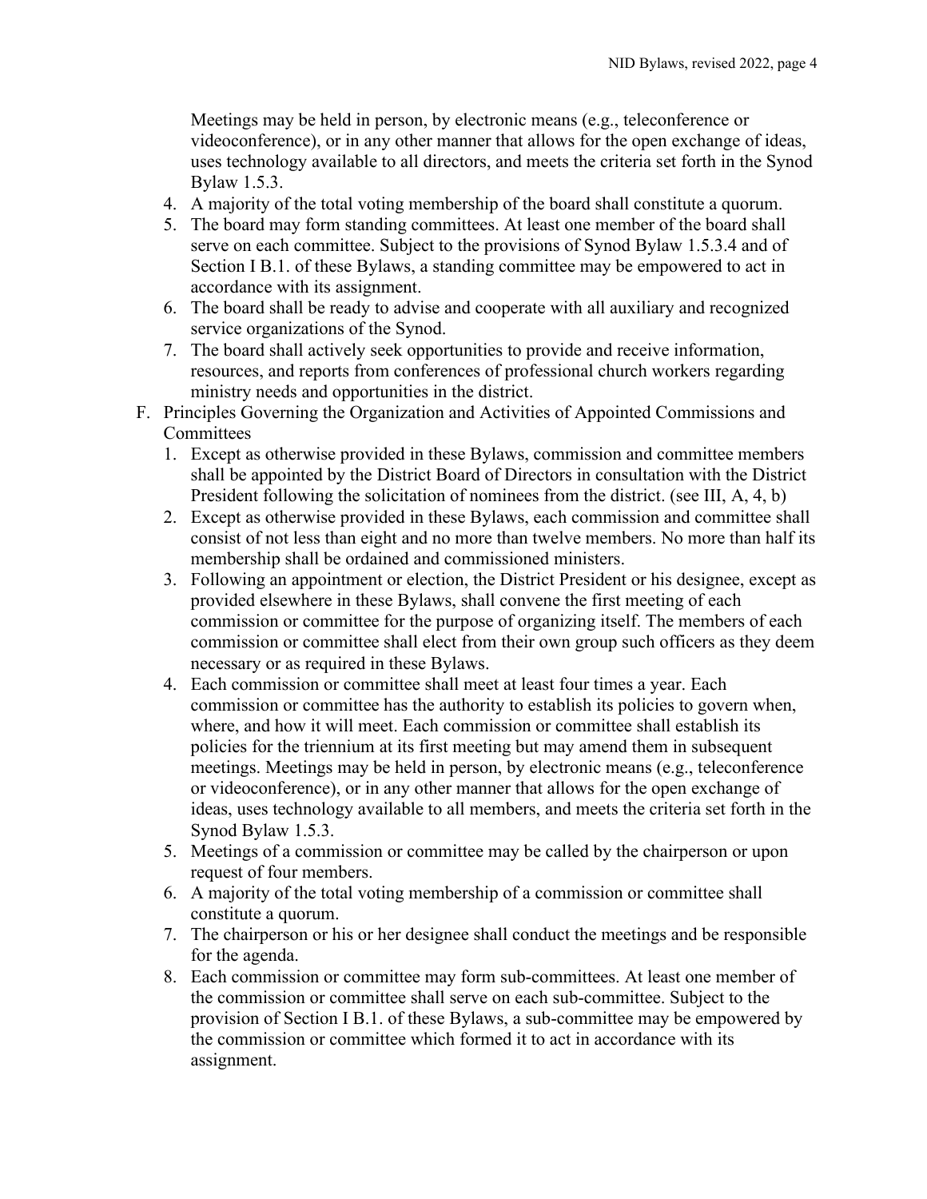Meetings may be held in person, by electronic means (e.g., teleconference or videoconference), or in any other manner that allows for the open exchange of ideas, uses technology available to all directors, and meets the criteria set forth in the Synod Bylaw 1.5.3.

4. A majority of the total voting membership of the board shall constitute a quorum.
5. The board may form standing committees. At least one member of the board shall serve on each committee. Subject to the provisions of Synod Bylaw 1.5.3.4 and of Section I B.1. of these Bylaws, a standing committee may be empowered to act in accordance with its assignment.
6. The board shall be ready to advise and cooperate with all auxiliary and recognized service organizations of the Synod.
7. The board shall actively seek opportunities to provide and receive information, resources, and reports from conferences of professional church workers regarding ministry needs and opportunities in the district.

F. Principles Governing the Organization and Activities of Appointed Commissions and Committees

1. Except as otherwise provided in these Bylaws, commission and committee members shall be appointed by the District Board of Directors in consultation with the District President following the solicitation of nominees from the district. (see III, A, 4, b)
2. Except as otherwise provided in these Bylaws, each commission and committee shall consist of not less than eight and no more than twelve members. No more than half its membership shall be ordained and commissioned ministers.
3. Following an appointment or election, the District President or his designee, except as provided elsewhere in these Bylaws, shall convene the first meeting of each commission or committee for the purpose of organizing itself. The members of each commission or committee shall elect from their own group such officers as they deem necessary or as required in these Bylaws.
4. Each commission or committee shall meet at least four times a year. Each commission or committee has the authority to establish its policies to govern when, where, and how it will meet. Each commission or committee shall establish its policies for the triennium at its first meeting but may amend them in subsequent meetings. Meetings may be held in person, by electronic means (e.g., teleconference or videoconference), or in any other manner that allows for the open exchange of ideas, uses technology available to all members, and meets the criteria set forth in the Synod Bylaw 1.5.3.
5. Meetings of a commission or committee may be called by the chairperson or upon request of four members.
6. A majority of the total voting membership of a commission or committee shall constitute a quorum.
7. The chairperson or his or her designee shall conduct the meetings and be responsible for the agenda.
8. Each commission or committee may form sub-committees. At least one member of the commission or committee shall serve on each sub-committee. Subject to the provision of Section I B.1. of these Bylaws, a sub-committee may be empowered by the commission or committee which formed it to act in accordance with its assignment.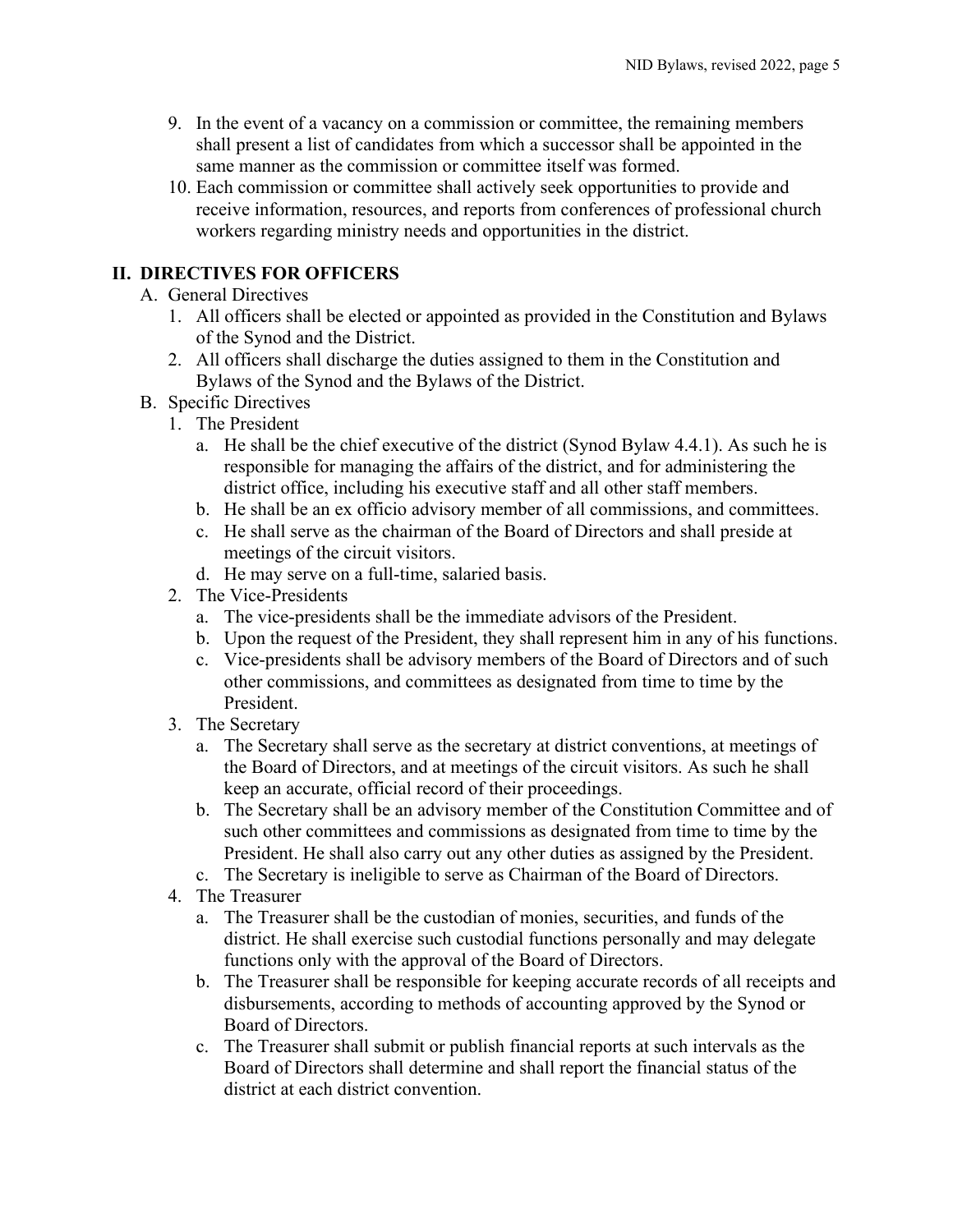9. In the event of a vacancy on a commission or committee, the remaining members shall present a list of candidates from which a successor shall be appointed in the same manner as the commission or committee itself was formed.
10. Each commission or committee shall actively seek opportunities to provide and receive information, resources, and reports from conferences of professional church workers regarding ministry needs and opportunities in the district.

## II. DIRECTIVES FOR OFFICERS

A. General Directives
   1. All officers shall be elected or appointed as provided in the Constitution and Bylaws of the Synod and the District.
   2. All officers shall discharge the duties assigned to them in the Constitution and Bylaws of the Synod and the Bylaws of the District.

B. Specific Directives
   1. The President
      a. He shall be the chief executive of the district (Synod Bylaw 4.4.1). As such he is responsible for managing the affairs of the district, and for administering the district office, including his executive staff and all other staff members.
      b. He shall be an ex officio advisory member of all commissions, and committees.
      c. He shall serve as the chairman of the Board of Directors and shall preside at meetings of the circuit visitors.
      d. He may serve on a full-time, salaried basis.
   2. The Vice-Presidents
      a. The vice-presidents shall be the immediate advisors of the President.
      b. Upon the request of the President, they shall represent him in any of his functions.
      c. Vice-presidents shall be advisory members of the Board of Directors and of such other commissions, and committees as designated from time to time by the President.
   3. The Secretary
      a. The Secretary shall serve as the secretary at district conventions, at meetings of the Board of Directors, and at meetings of the circuit visitors. As such he shall keep an accurate, official record of their proceedings.
      b. The Secretary shall be an advisory member of the Constitution Committee and of such other committees and commissions as designated from time to time by the President. He shall also carry out any other duties as assigned by the President.
      c. The Secretary is ineligible to serve as Chairman of the Board of Directors.
   4. The Treasurer
      a. The Treasurer shall be the custodian of monies, securities, and funds of the district. He shall exercise such custodial functions personally and may delegate functions only with the approval of the Board of Directors.
      b. The Treasurer shall be responsible for keeping accurate records of all receipts and disbursements, according to methods of accounting approved by the Synod or Board of Directors.
      c. The Treasurer shall submit or publish financial reports at such intervals as the Board of Directors shall determine and shall report the financial status of the district at each district convention.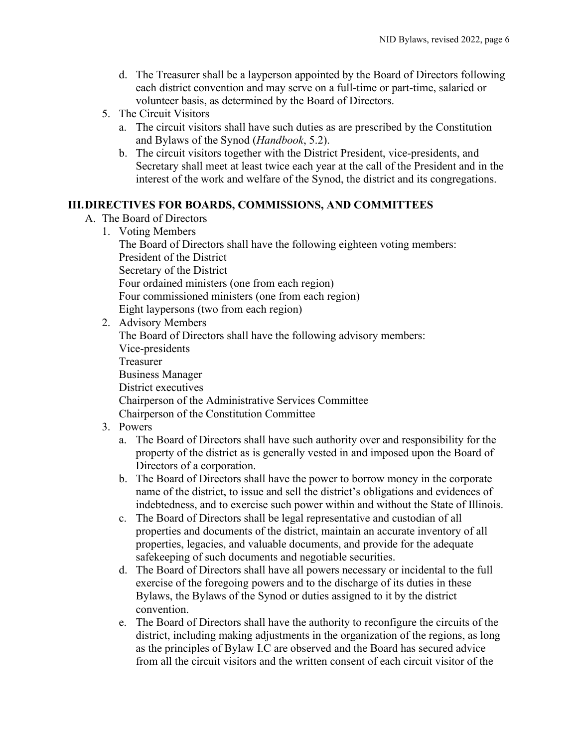d. The Treasurer shall be a layperson appointed by the Board of Directors following each district convention and may serve on a full-time or part-time, salaried or volunteer basis, as determined by the Board of Directors.

5. The Circuit Visitors
   a. The circuit visitors shall have such duties as are prescribed by the Constitution and Bylaws of the Synod (*Handbook*, 5.2).
   b. The circuit visitors together with the District President, vice-presidents, and Secretary shall meet at least twice each year at the call of the President and in the interest of the work and welfare of the Synod, the district and its congregations.

## III. DIRECTIVES FOR BOARDS, COMMISSIONS, AND COMMITTEES

A. The Board of Directors

1. Voting Members

   The Board of Directors shall have the following eighteen voting members:
   President of the District
   Secretary of the District
   Four ordained ministers (one from each region)
   Four commissioned ministers (one from each region)
   Eight laypersons (two from each region)

2. Advisory Members

   The Board of Directors shall have the following advisory members:
   Vice-presidents
   Treasurer
   Business Manager
   District executives
   Chairperson of the Administrative Services Committee
   Chairperson of the Constitution Committee

3. Powers
   a. The Board of Directors shall have such authority over and responsibility for the property of the district as is generally vested in and imposed upon the Board of Directors of a corporation.
   b. The Board of Directors shall have the power to borrow money in the corporate name of the district, to issue and sell the district's obligations and evidences of indebtedness, and to exercise such power within and without the State of Illinois.
   c. The Board of Directors shall be legal representative and custodian of all properties and documents of the district, maintain an accurate inventory of all properties, legacies, and valuable documents, and provide for the adequate safekeeping of such documents and negotiable securities.
   d. The Board of Directors shall have all powers necessary or incidental to the full exercise of the foregoing powers and to the discharge of its duties in these Bylaws, the Bylaws of the Synod or duties assigned to it by the district convention.
   e. The Board of Directors shall have the authority to reconfigure the circuits of the district, including making adjustments in the organization of the regions, as long as the principles of Bylaw I.C are observed and the Board has secured advice from all the circuit visitors and the written consent of each circuit visitor of the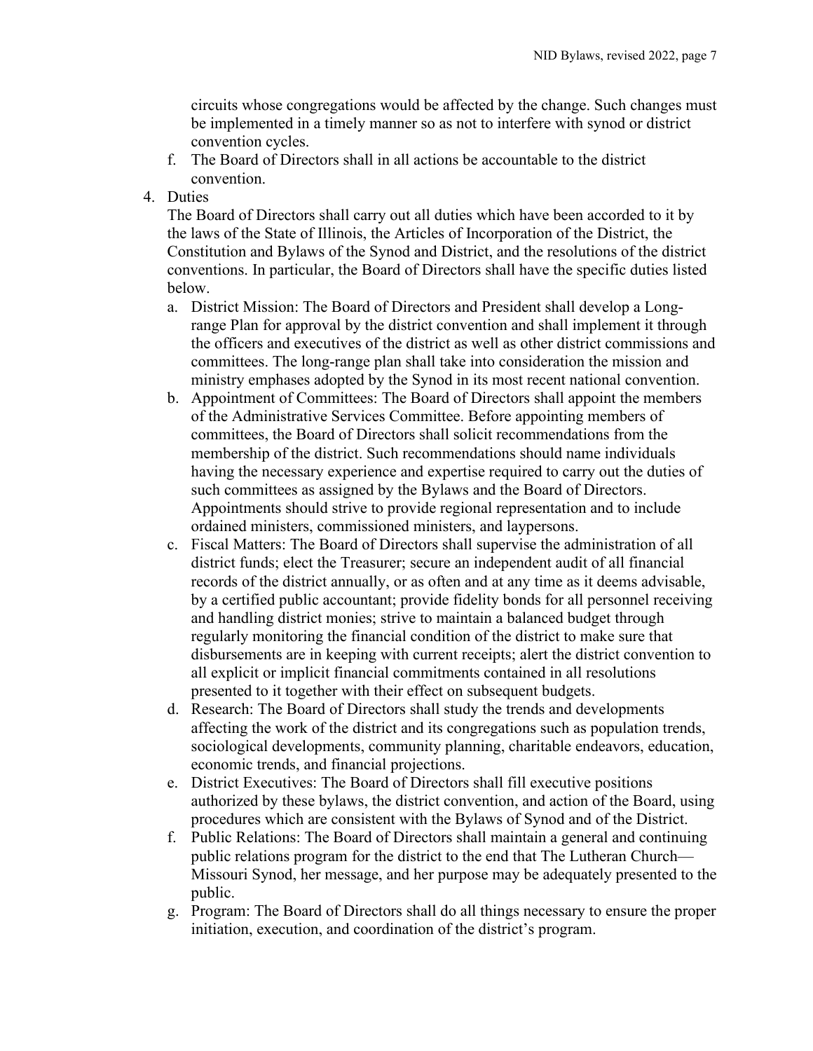circuits whose congregations would be affected by the change. Such changes must be implemented in a timely manner so as not to interfere with synod or district convention cycles.

   f. The Board of Directors shall in all actions be accountable to the district convention.

4. Duties

   The Board of Directors shall carry out all duties which have been accorded to it by the laws of the State of Illinois, the Articles of Incorporation of the District, the Constitution and Bylaws of the Synod and District, and the resolutions of the district conventions. In particular, the Board of Directors shall have the specific duties listed below.

   a. District Mission: The Board of Directors and President shall develop a Long-range Plan for approval by the district convention and shall implement it through the officers and executives of the district as well as other district commissions and committees. The long-range plan shall take into consideration the mission and ministry emphases adopted by the Synod in its most recent national convention.
   b. Appointment of Committees: The Board of Directors shall appoint the members of the Administrative Services Committee. Before appointing members of committees, the Board of Directors shall solicit recommendations from the membership of the district. Such recommendations should name individuals having the necessary experience and expertise required to carry out the duties of such committees as assigned by the Bylaws and the Board of Directors. Appointments should strive to provide regional representation and to include ordained ministers, commissioned ministers, and laypersons.
   c. Fiscal Matters: The Board of Directors shall supervise the administration of all district funds; elect the Treasurer; secure an independent audit of all financial records of the district annually, or as often and at any time as it deems advisable, by a certified public accountant; provide fidelity bonds for all personnel receiving and handling district monies; strive to maintain a balanced budget through regularly monitoring the financial condition of the district to make sure that disbursements are in keeping with current receipts; alert the district convention to all explicit or implicit financial commitments contained in all resolutions presented to it together with their effect on subsequent budgets.
   d. Research: The Board of Directors shall study the trends and developments affecting the work of the district and its congregations such as population trends, sociological developments, community planning, charitable endeavors, education, economic trends, and financial projections.
   e. District Executives: The Board of Directors shall fill executive positions authorized by these bylaws, the district convention, and action of the Board, using procedures which are consistent with the Bylaws of Synod and of the District.
   f. Public Relations: The Board of Directors shall maintain a general and continuing public relations program for the district to the end that The Lutheran Church—Missouri Synod, her message, and her purpose may be adequately presented to the public.
   g. Program: The Board of Directors shall do all things necessary to ensure the proper initiation, execution, and coordination of the district's program.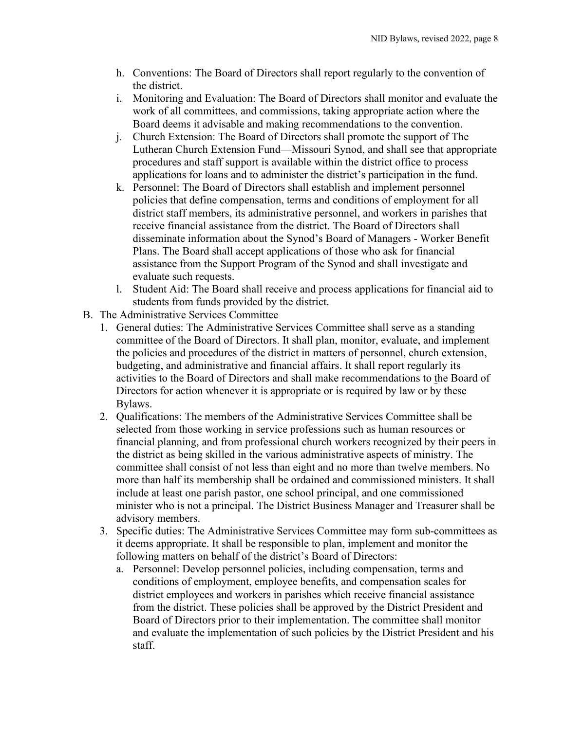h. Conventions: The Board of Directors shall report regularly to the convention of the district.
i. Monitoring and Evaluation: The Board of Directors shall monitor and evaluate the work of all committees, and commissions, taking appropriate action where the Board deems it advisable and making recommendations to the convention.
j. Church Extension: The Board of Directors shall promote the support of The Lutheran Church Extension Fund—Missouri Synod, and shall see that appropriate procedures and staff support is available within the district office to process applications for loans and to administer the district's participation in the fund.
k. Personnel: The Board of Directors shall establish and implement personnel policies that define compensation, terms and conditions of employment for all district staff members, its administrative personnel, and workers in parishes that receive financial assistance from the district. The Board of Directors shall disseminate information about the Synod's Board of Managers - Worker Benefit Plans. The Board shall accept applications of those who ask for financial assistance from the Support Program of the Synod and shall investigate and evaluate such requests.
l. Student Aid: The Board shall receive and process applications for financial aid to students from funds provided by the district.

B. The Administrative Services Committee
1. General duties: The Administrative Services Committee shall serve as a standing committee of the Board of Directors. It shall plan, monitor, evaluate, and implement the policies and procedures of the district in matters of personnel, church extension, budgeting, and administrative and financial affairs. It shall report regularly its activities to the Board of Directors and shall make recommendations to the Board of Directors for action whenever it is appropriate or is required by law or by these Bylaws.
2. Qualifications: The members of the Administrative Services Committee shall be selected from those working in service professions such as human resources or financial planning, and from professional church workers recognized by their peers in the district as being skilled in the various administrative aspects of ministry. The committee shall consist of not less than eight and no more than twelve members. No more than half its membership shall be ordained and commissioned ministers. It shall include at least one parish pastor, one school principal, and one commissioned minister who is not a principal. The District Business Manager and Treasurer shall be advisory members.
3. Specific duties: The Administrative Services Committee may form sub-committees as it deems appropriate. It shall be responsible to plan, implement and monitor the following matters on behalf of the district's Board of Directors:
   a. Personnel: Develop personnel policies, including compensation, terms and conditions of employment, employee benefits, and compensation scales for district employees and workers in parishes which receive financial assistance from the district. These policies shall be approved by the District President and Board of Directors prior to their implementation. The committee shall monitor and evaluate the implementation of such policies by the District President and his staff.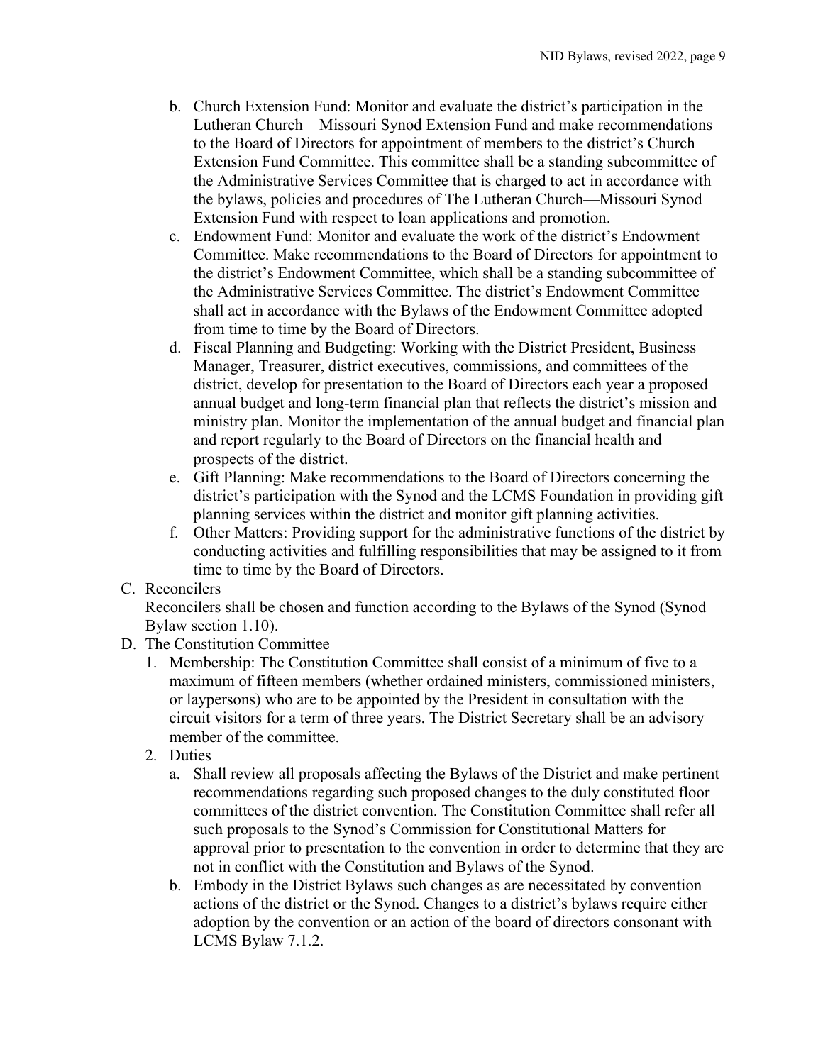b. Church Extension Fund: Monitor and evaluate the district's participation in the Lutheran Church—Missouri Synod Extension Fund and make recommendations to the Board of Directors for appointment of members to the district's Church Extension Fund Committee. This committee shall be a standing subcommittee of the Administrative Services Committee that is charged to act in accordance with the bylaws, policies and procedures of The Lutheran Church—Missouri Synod Extension Fund with respect to loan applications and promotion.

c. Endowment Fund: Monitor and evaluate the work of the district's Endowment Committee. Make recommendations to the Board of Directors for appointment to the district's Endowment Committee, which shall be a standing subcommittee of the Administrative Services Committee. The district's Endowment Committee shall act in accordance with the Bylaws of the Endowment Committee adopted from time to time by the Board of Directors.

d. Fiscal Planning and Budgeting: Working with the District President, Business Manager, Treasurer, district executives, commissions, and committees of the district, develop for presentation to the Board of Directors each year a proposed annual budget and long-term financial plan that reflects the district's mission and ministry plan. Monitor the implementation of the annual budget and financial plan and report regularly to the Board of Directors on the financial health and prospects of the district.

e. Gift Planning: Make recommendations to the Board of Directors concerning the district's participation with the Synod and the LCMS Foundation in providing gift planning services within the district and monitor gift planning activities.

f. Other Matters: Providing support for the administrative functions of the district by conducting activities and fulfilling responsibilities that may be assigned to it from time to time by the Board of Directors.

C. Reconcilers

Reconcilers shall be chosen and function according to the Bylaws of the Synod (Synod Bylaw section 1.10).

D. The Constitution Committee

1. Membership: The Constitution Committee shall consist of a minimum of five to a maximum of fifteen members (whether ordained ministers, commissioned ministers, or laypersons) who are to be appointed by the President in consultation with the circuit visitors for a term of three years. The District Secretary shall be an advisory member of the committee.

2. Duties

   a. Shall review all proposals affecting the Bylaws of the District and make pertinent recommendations regarding such proposed changes to the duly constituted floor committees of the district convention. The Constitution Committee shall refer all such proposals to the Synod's Commission for Constitutional Matters for approval prior to presentation to the convention in order to determine that they are not in conflict with the Constitution and Bylaws of the Synod.

   b. Embody in the District Bylaws such changes as are necessitated by convention actions of the district or the Synod. Changes to a district's bylaws require either adoption by the convention or an action of the board of directors consonant with LCMS Bylaw 7.1.2.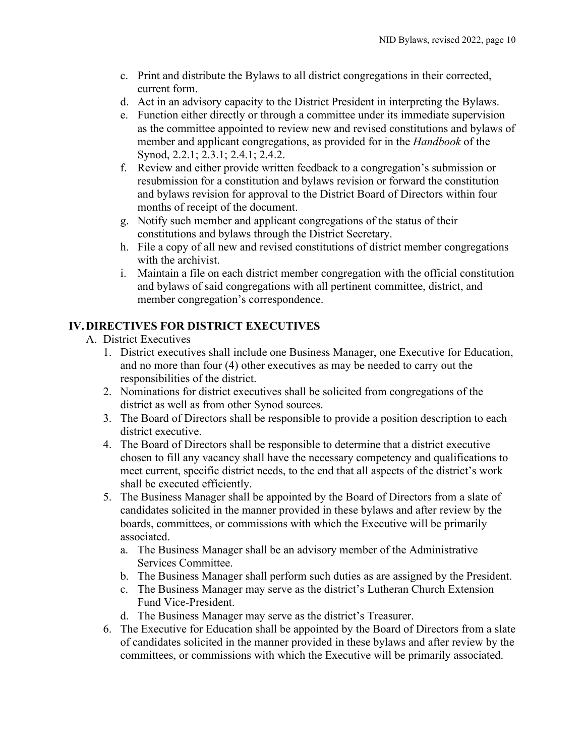c. Print and distribute the Bylaws to all district congregations in their corrected, current form.
d. Act in an advisory capacity to the District President in interpreting the Bylaws.
e. Function either directly or through a committee under its immediate supervision as the committee appointed to review new and revised constitutions and bylaws of member and applicant congregations, as provided for in the *Handbook* of the Synod, 2.2.1; 2.3.1; 2.4.1; 2.4.2.
f. Review and either provide written feedback to a congregation's submission or resubmission for a constitution and bylaws revision or forward the constitution and bylaws revision for approval to the District Board of Directors within four months of receipt of the document.
g. Notify such member and applicant congregations of the status of their constitutions and bylaws through the District Secretary.
h. File a copy of all new and revised constitutions of district member congregations with the archivist.
i. Maintain a file on each district member congregation with the official constitution and bylaws of said congregations with all pertinent committee, district, and member congregation's correspondence.

## IV. DIRECTIVES FOR DISTRICT EXECUTIVES

A. District Executives

1. District executives shall include one Business Manager, one Executive for Education, and no more than four (4) other executives as may be needed to carry out the responsibilities of the district.
2. Nominations for district executives shall be solicited from congregations of the district as well as from other Synod sources.
3. The Board of Directors shall be responsible to provide a position description to each district executive.
4. The Board of Directors shall be responsible to determine that a district executive chosen to fill any vacancy shall have the necessary competency and qualifications to meet current, specific district needs, to the end that all aspects of the district's work shall be executed efficiently.
5. The Business Manager shall be appointed by the Board of Directors from a slate of candidates solicited in the manner provided in these bylaws and after review by the boards, committees, or commissions with which the Executive will be primarily associated.
   a. The Business Manager shall be an advisory member of the Administrative Services Committee.
   b. The Business Manager shall perform such duties as are assigned by the President.
   c. The Business Manager may serve as the district's Lutheran Church Extension Fund Vice-President.
   d. The Business Manager may serve as the district's Treasurer.
6. The Executive for Education shall be appointed by the Board of Directors from a slate of candidates solicited in the manner provided in these bylaws and after review by the committees, or commissions with which the Executive will be primarily associated.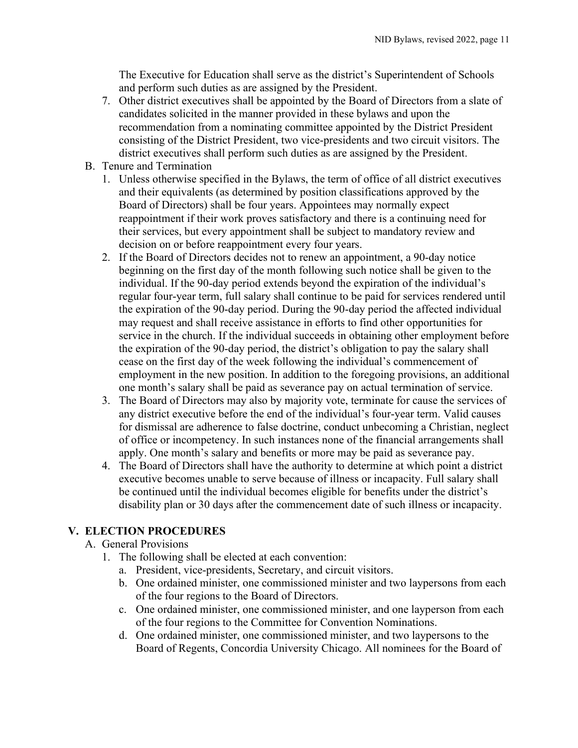The Executive for Education shall serve as the district's Superintendent of Schools and perform such duties as are assigned by the President.

7. Other district executives shall be appointed by the Board of Directors from a slate of candidates solicited in the manner provided in these bylaws and upon the recommendation from a nominating committee appointed by the District President consisting of the District President, two vice-presidents and two circuit visitors. The district executives shall perform such duties as are assigned by the President.

B. Tenure and Termination

1. Unless otherwise specified in the Bylaws, the term of office of all district executives and their equivalents (as determined by position classifications approved by the Board of Directors) shall be four years. Appointees may normally expect reappointment if their work proves satisfactory and there is a continuing need for their services, but every appointment shall be subject to mandatory review and decision on or before reappointment every four years.
2. If the Board of Directors decides not to renew an appointment, a 90-day notice beginning on the first day of the month following such notice shall be given to the individual. If the 90-day period extends beyond the expiration of the individual's regular four-year term, full salary shall continue to be paid for services rendered until the expiration of the 90-day period. During the 90-day period the affected individual may request and shall receive assistance in efforts to find other opportunities for service in the church. If the individual succeeds in obtaining other employment before the expiration of the 90-day period, the district's obligation to pay the salary shall cease on the first day of the week following the individual's commencement of employment in the new position. In addition to the foregoing provisions, an additional one month's salary shall be paid as severance pay on actual termination of service.
3. The Board of Directors may also by majority vote, terminate for cause the services of any district executive before the end of the individual's four-year term. Valid causes for dismissal are adherence to false doctrine, conduct unbecoming a Christian, neglect of office or incompetency. In such instances none of the financial arrangements shall apply. One month's salary and benefits or more may be paid as severance pay.
4. The Board of Directors shall have the authority to determine at which point a district executive becomes unable to serve because of illness or incapacity. Full salary shall be continued until the individual becomes eligible for benefits under the district's disability plan or 30 days after the commencement date of such illness or incapacity.

## V. ELECTION PROCEDURES

A. General Provisions

1. The following shall be elected at each convention:
   a. President, vice-presidents, Secretary, and circuit visitors.
   b. One ordained minister, one commissioned minister and two laypersons from each of the four regions to the Board of Directors.
   c. One ordained minister, one commissioned minister, and one layperson from each of the four regions to the Committee for Convention Nominations.
   d. One ordained minister, one commissioned minister, and two laypersons to the Board of Regents, Concordia University Chicago. All nominees for the Board of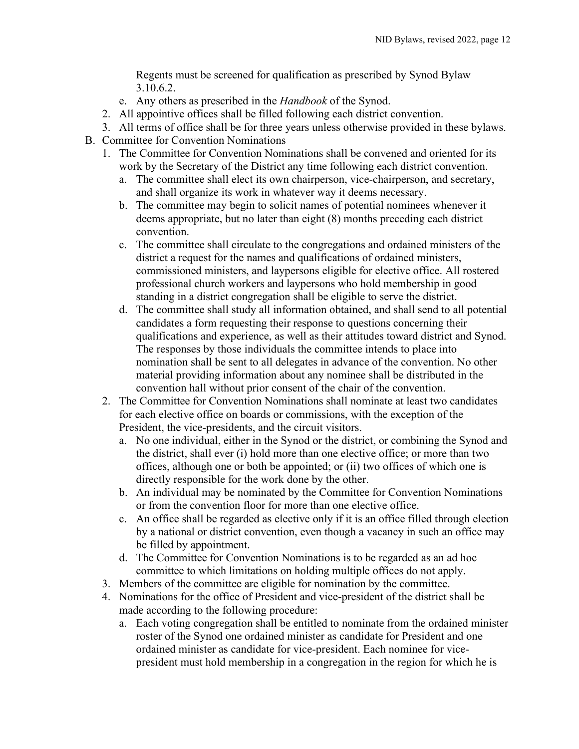Regents must be screened for qualification as prescribed by Synod Bylaw 3.10.6.2.

   e. Any others as prescribed in the *Handbook* of the Synod.

2. All appointive offices shall be filled following each district convention.
3. All terms of office shall be for three years unless otherwise provided in these bylaws.

B. Committee for Convention Nominations

1. The Committee for Convention Nominations shall be convened and oriented for its work by the Secretary of the District any time following each district convention.
   a. The committee shall elect its own chairperson, vice-chairperson, and secretary, and shall organize its work in whatever way it deems necessary.
   b. The committee may begin to solicit names of potential nominees whenever it deems appropriate, but no later than eight (8) months preceding each district convention.
   c. The committee shall circulate to the congregations and ordained ministers of the district a request for the names and qualifications of ordained ministers, commissioned ministers, and laypersons eligible for elective office. All rostered professional church workers and laypersons who hold membership in good standing in a district congregation shall be eligible to serve the district.
   d. The committee shall study all information obtained, and shall send to all potential candidates a form requesting their response to questions concerning their qualifications and experience, as well as their attitudes toward district and Synod. The responses by those individuals the committee intends to place into nomination shall be sent to all delegates in advance of the convention. No other material providing information about any nominee shall be distributed in the convention hall without prior consent of the chair of the convention.
2. The Committee for Convention Nominations shall nominate at least two candidates for each elective office on boards or commissions, with the exception of the President, the vice-presidents, and the circuit visitors.
   a. No one individual, either in the Synod or the district, or combining the Synod and the district, shall ever (i) hold more than one elective office; or more than two offices, although one or both be appointed; or (ii) two offices of which one is directly responsible for the work done by the other.
   b. An individual may be nominated by the Committee for Convention Nominations or from the convention floor for more than one elective office.
   c. An office shall be regarded as elective only if it is an office filled through election by a national or district convention, even though a vacancy in such an office may be filled by appointment.
   d. The Committee for Convention Nominations is to be regarded as an ad hoc committee to which limitations on holding multiple offices do not apply.
3. Members of the committee are eligible for nomination by the committee.
4. Nominations for the office of President and vice-president of the district shall be made according to the following procedure:
   a. Each voting congregation shall be entitled to nominate from the ordained minister roster of the Synod one ordained minister as candidate for President and one ordained minister as candidate for vice-president. Each nominee for vice-president must hold membership in a congregation in the region for which he is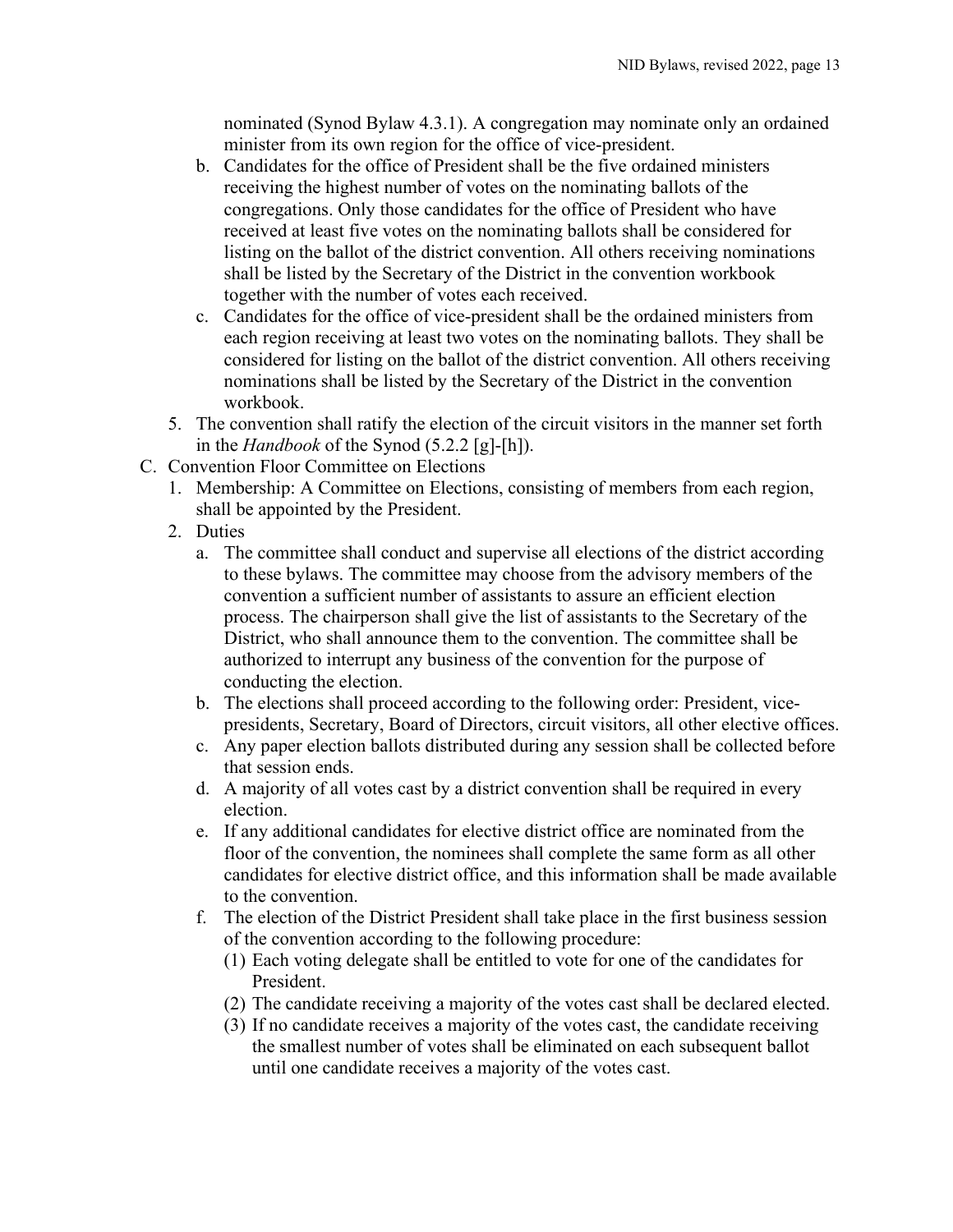nominated (Synod Bylaw 4.3.1). A congregation may nominate only an ordained minister from its own region for the office of vice-president.

   b. Candidates for the office of President shall be the five ordained ministers receiving the highest number of votes on the nominating ballots of the congregations. Only those candidates for the office of President who have received at least five votes on the nominating ballots shall be considered for listing on the ballot of the district convention. All others receiving nominations shall be listed by the Secretary of the District in the convention workbook together with the number of votes each received.
   c. Candidates for the office of vice-president shall be the ordained ministers from each region receiving at least two votes on the nominating ballots. They shall be considered for listing on the ballot of the district convention. All others receiving nominations shall be listed by the Secretary of the District in the convention workbook.

5. The convention shall ratify the election of the circuit visitors in the manner set forth in the *Handbook* of the Synod (5.2.2 [g]-[h]).

C. Convention Floor Committee on Elections

1. Membership: A Committee on Elections, consisting of members from each region, shall be appointed by the President.
2. Duties
   a. The committee shall conduct and supervise all elections of the district according to these bylaws. The committee may choose from the advisory members of the convention a sufficient number of assistants to assure an efficient election process. The chairperson shall give the list of assistants to the Secretary of the District, who shall announce them to the convention. The committee shall be authorized to interrupt any business of the convention for the purpose of conducting the election.
   b. The elections shall proceed according to the following order: President, vice-presidents, Secretary, Board of Directors, circuit visitors, all other elective offices.
   c. Any paper election ballots distributed during any session shall be collected before that session ends.
   d. A majority of all votes cast by a district convention shall be required in every election.
   e. If any additional candidates for elective district office are nominated from the floor of the convention, the nominees shall complete the same form as all other candidates for elective district office, and this information shall be made available to the convention.
   f. The election of the District President shall take place in the first business session of the convention according to the following procedure:
      (1) Each voting delegate shall be entitled to vote for one of the candidates for President.
      (2) The candidate receiving a majority of the votes cast shall be declared elected.
      (3) If no candidate receives a majority of the votes cast, the candidate receiving the smallest number of votes shall be eliminated on each subsequent ballot until one candidate receives a majority of the votes cast.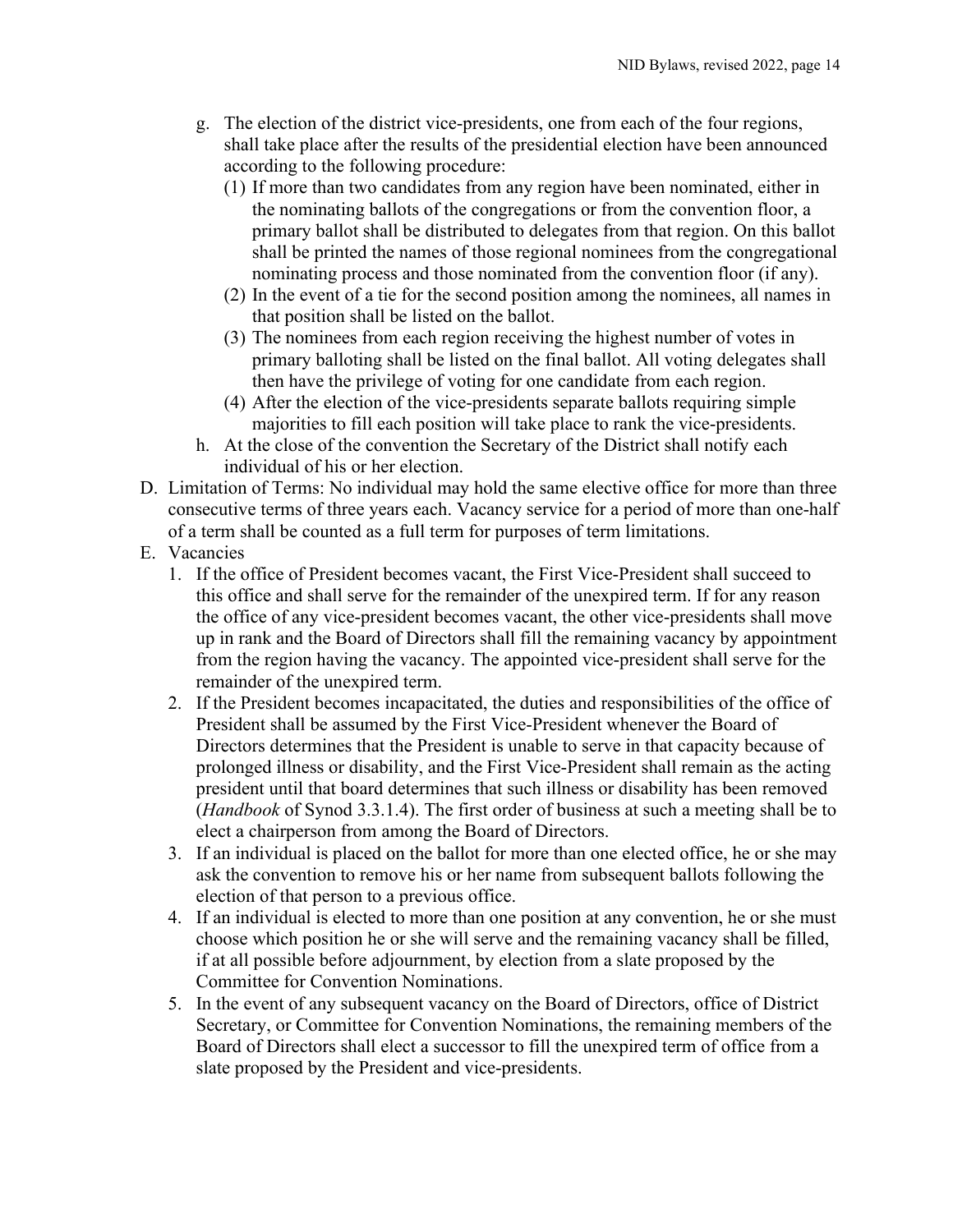g. The election of the district vice-presidents, one from each of the four regions, shall take place after the results of the presidential election have been announced according to the following procedure:
   (1) If more than two candidates from any region have been nominated, either in the nominating ballots of the congregations or from the convention floor, a primary ballot shall be distributed to delegates from that region. On this ballot shall be printed the names of those regional nominees from the congregational nominating process and those nominated from the convention floor (if any).
   (2) In the event of a tie for the second position among the nominees, all names in that position shall be listed on the ballot.
   (3) The nominees from each region receiving the highest number of votes in primary balloting shall be listed on the final ballot. All voting delegates shall then have the privilege of voting for one candidate from each region.
   (4) After the election of the vice-presidents separate ballots requiring simple majorities to fill each position will take place to rank the vice-presidents.

h. At the close of the convention the Secretary of the District shall notify each individual of his or her election.

D. Limitation of Terms: No individual may hold the same elective office for more than three consecutive terms of three years each. Vacancy service for a period of more than one-half of a term shall be counted as a full term for purposes of term limitations.

E. Vacancies
   1. If the office of President becomes vacant, the First Vice-President shall succeed to this office and shall serve for the remainder of the unexpired term. If for any reason the office of any vice-president becomes vacant, the other vice-presidents shall move up in rank and the Board of Directors shall fill the remaining vacancy by appointment from the region having the vacancy. The appointed vice-president shall serve for the remainder of the unexpired term.
   2. If the President becomes incapacitated, the duties and responsibilities of the office of President shall be assumed by the First Vice-President whenever the Board of Directors determines that the President is unable to serve in that capacity because of prolonged illness or disability, and the First Vice-President shall remain as the acting president until that board determines that such illness or disability has been removed (*Handbook* of Synod 3.3.1.4). The first order of business at such a meeting shall be to elect a chairperson from among the Board of Directors.
   3. If an individual is placed on the ballot for more than one elected office, he or she may ask the convention to remove his or her name from subsequent ballots following the election of that person to a previous office.
   4. If an individual is elected to more than one position at any convention, he or she must choose which position he or she will serve and the remaining vacancy shall be filled, if at all possible before adjournment, by election from a slate proposed by the Committee for Convention Nominations.
   5. In the event of any subsequent vacancy on the Board of Directors, office of District Secretary, or Committee for Convention Nominations, the remaining members of the Board of Directors shall elect a successor to fill the unexpired term of office from a slate proposed by the President and vice-presidents.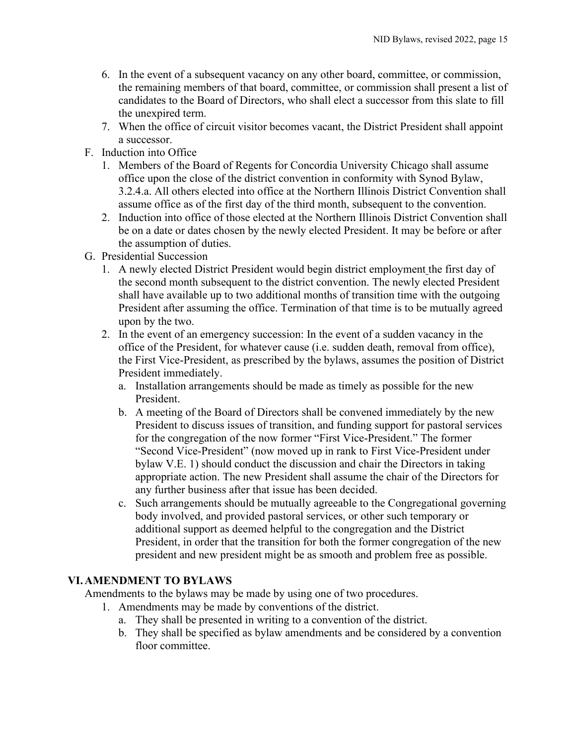6. In the event of a subsequent vacancy on any other board, committee, or commission, the remaining members of that board, committee, or commission shall present a list of candidates to the Board of Directors, who shall elect a successor from this slate to fill the unexpired term.
7. When the office of circuit visitor becomes vacant, the District President shall appoint a successor.

F. Induction into Office

1. Members of the Board of Regents for Concordia University Chicago shall assume office upon the close of the district convention in conformity with Synod Bylaw, 3.2.4.a. All others elected into office at the Northern Illinois District Convention shall assume office as of the first day of the third month, subsequent to the convention.
2. Induction into office of those elected at the Northern Illinois District Convention shall be on a date or dates chosen by the newly elected President. It may be before or after the assumption of duties.

G. Presidential Succession

1. A newly elected District President would begin district employment the first day of the second month subsequent to the district convention. The newly elected President shall have available up to two additional months of transition time with the outgoing President after assuming the office. Termination of that time is to be mutually agreed upon by the two.
2. In the event of an emergency succession: In the event of a sudden vacancy in the office of the President, for whatever cause (i.e. sudden death, removal from office), the First Vice-President, as prescribed by the bylaws, assumes the position of District President immediately.
   a. Installation arrangements should be made as timely as possible for the new President.
   b. A meeting of the Board of Directors shall be convened immediately by the new President to discuss issues of transition, and funding support for pastoral services for the congregation of the now former "First Vice-President." The former "Second Vice-President" (now moved up in rank to First Vice-President under bylaw V.E. 1) should conduct the discussion and chair the Directors in taking appropriate action. The new President shall assume the chair of the Directors for any further business after that issue has been decided.
   c. Such arrangements should be mutually agreeable to the Congregational governing body involved, and provided pastoral services, or other such temporary or additional support as deemed helpful to the congregation and the District President, in order that the transition for both the former congregation of the new president and new president might be as smooth and problem free as possible.

## VI. AMENDMENT TO BYLAWS

Amendments to the bylaws may be made by using one of two procedures.

1. Amendments may be made by conventions of the district.
   a. They shall be presented in writing to a convention of the district.
   b. They shall be specified as bylaw amendments and be considered by a convention floor committee.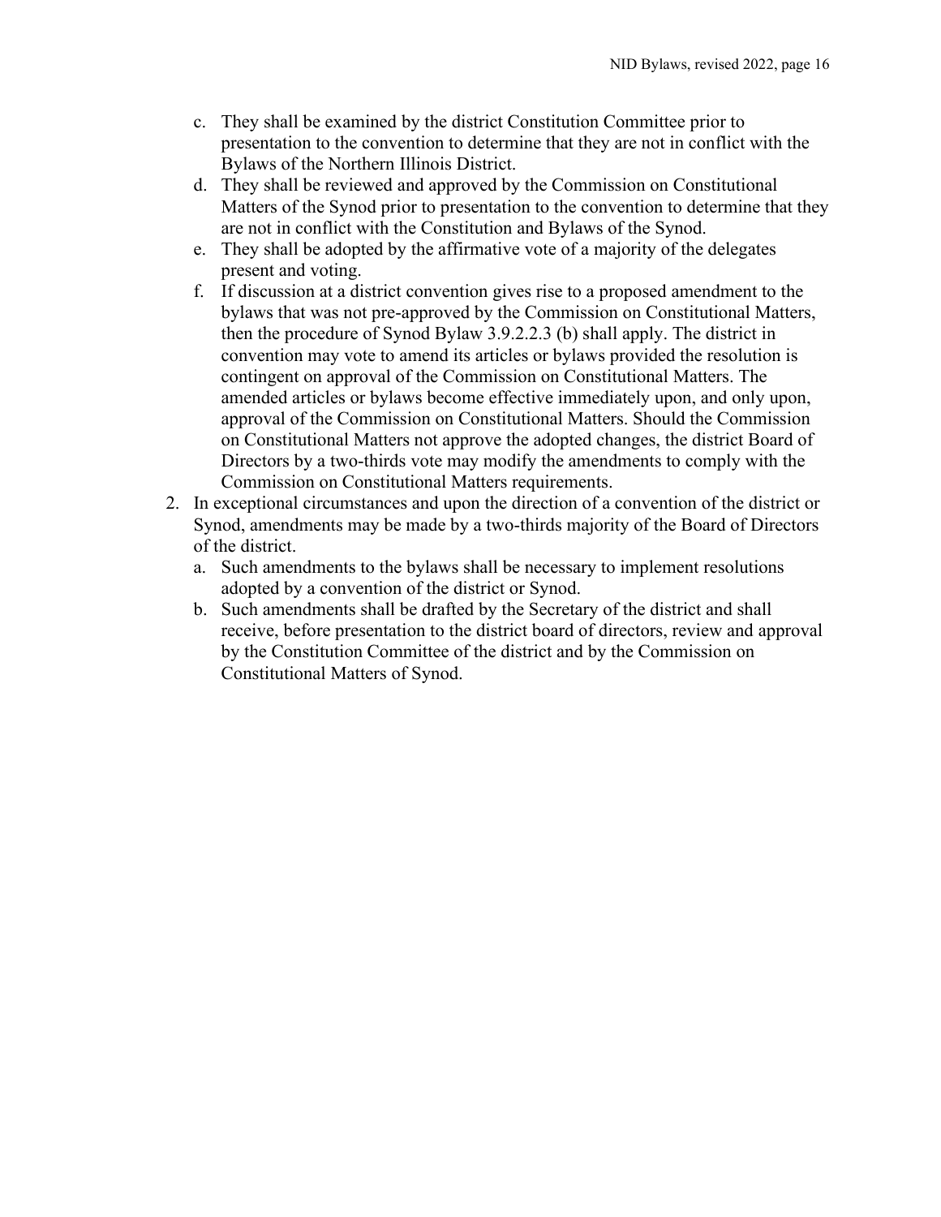c. They shall be examined by the district Constitution Committee prior to presentation to the convention to determine that they are not in conflict with the Bylaws of the Northern Illinois District.
d. They shall be reviewed and approved by the Commission on Constitutional Matters of the Synod prior to presentation to the convention to determine that they are not in conflict with the Constitution and Bylaws of the Synod.
e. They shall be adopted by the affirmative vote of a majority of the delegates present and voting.
f. If discussion at a district convention gives rise to a proposed amendment to the bylaws that was not pre-approved by the Commission on Constitutional Matters, then the procedure of Synod Bylaw 3.9.2.2.3 (b) shall apply. The district in convention may vote to amend its articles or bylaws provided the resolution is contingent on approval of the Commission on Constitutional Matters. The amended articles or bylaws become effective immediately upon, and only upon, approval of the Commission on Constitutional Matters. Should the Commission on Constitutional Matters not approve the adopted changes, the district Board of Directors by a two-thirds vote may modify the amendments to comply with the Commission on Constitutional Matters requirements.

2. In exceptional circumstances and upon the direction of a convention of the district or Synod, amendments may be made by a two-thirds majority of the Board of Directors of the district.
   a. Such amendments to the bylaws shall be necessary to implement resolutions adopted by a convention of the district or Synod.
   b. Such amendments shall be drafted by the Secretary of the district and shall receive, before presentation to the district board of directors, review and approval by the Constitution Committee of the district and by the Commission on Constitutional Matters of Synod.